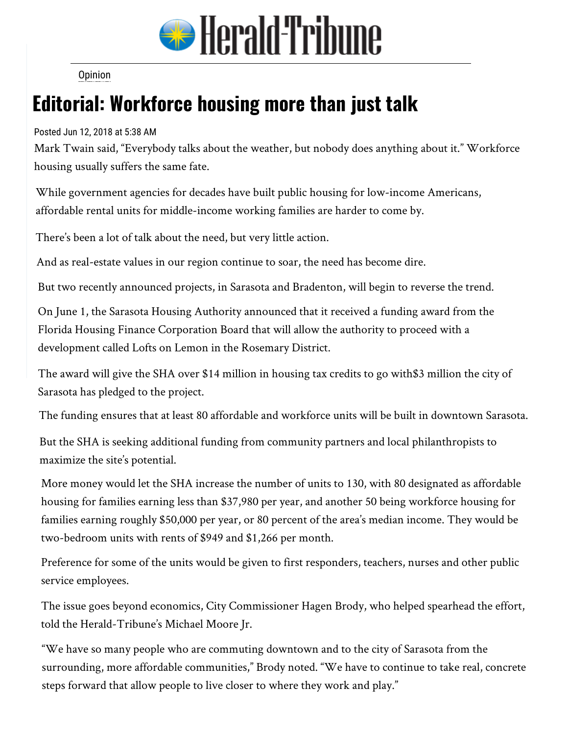# Herald-Tribune

Opinion

# Editorial: Workforce housing more than just talk

Posted Jun 12, 2018 at 5:38 AM

Mark Twain said, "Everybody talks about the weather, but nobody does anything about it." Workforce housing usually suffers the same fate.

While government agencies for decades have built public housing for low-income Americans, affordable rental units for middle-income working families are harder to come by.

There's been a lot of talk about the need, but very little action.

And as real-estate values in our region continue to soar, the need has become dire.

But two recently announced projects, in Sarasota and Bradenton, will begin to reverse the trend.

On June 1, the Sarasota Housing Authority announced that it received a funding award from the Florida Housing Finance Corporation Board that will allow the authority to proceed with a development called Lofts on Lemon in the Rosemary District.

The award will give the SHA over $14 million in housing tax credits to go with$3 million the city of Sarasota has pledged to the project.

The funding ensures that at least 80 affordable and workforce units will be built in downtown Sarasota.

But the SHA is seeking additional funding from community partners and local philanthropists to maximize the site's potential.

More money would let the SHA increase the number of units to 130, with 80 designated as affordable housing for families earning less than $37,980 per year, and another 50 being workforce housing for families earning roughly $50,000 per year, or 80 percent of the area's median income. They would be two-bedroom units with rents of $949 and $1,266 per month.

Preference for some of the units would be given to first responders, teachers, nurses and other public service employees.

The issue goes beyond economics, City Commissioner Hagen Brody, who helped spearhead the effort, told the Herald-Tribune's Michael Moore Jr.

"We have so many people who are commuting downtown and to the city of Sarasota from the surrounding, more affordable communities," Brody noted. "We have to continue to take real, concrete steps forward that allow people to live closer to where they work and play."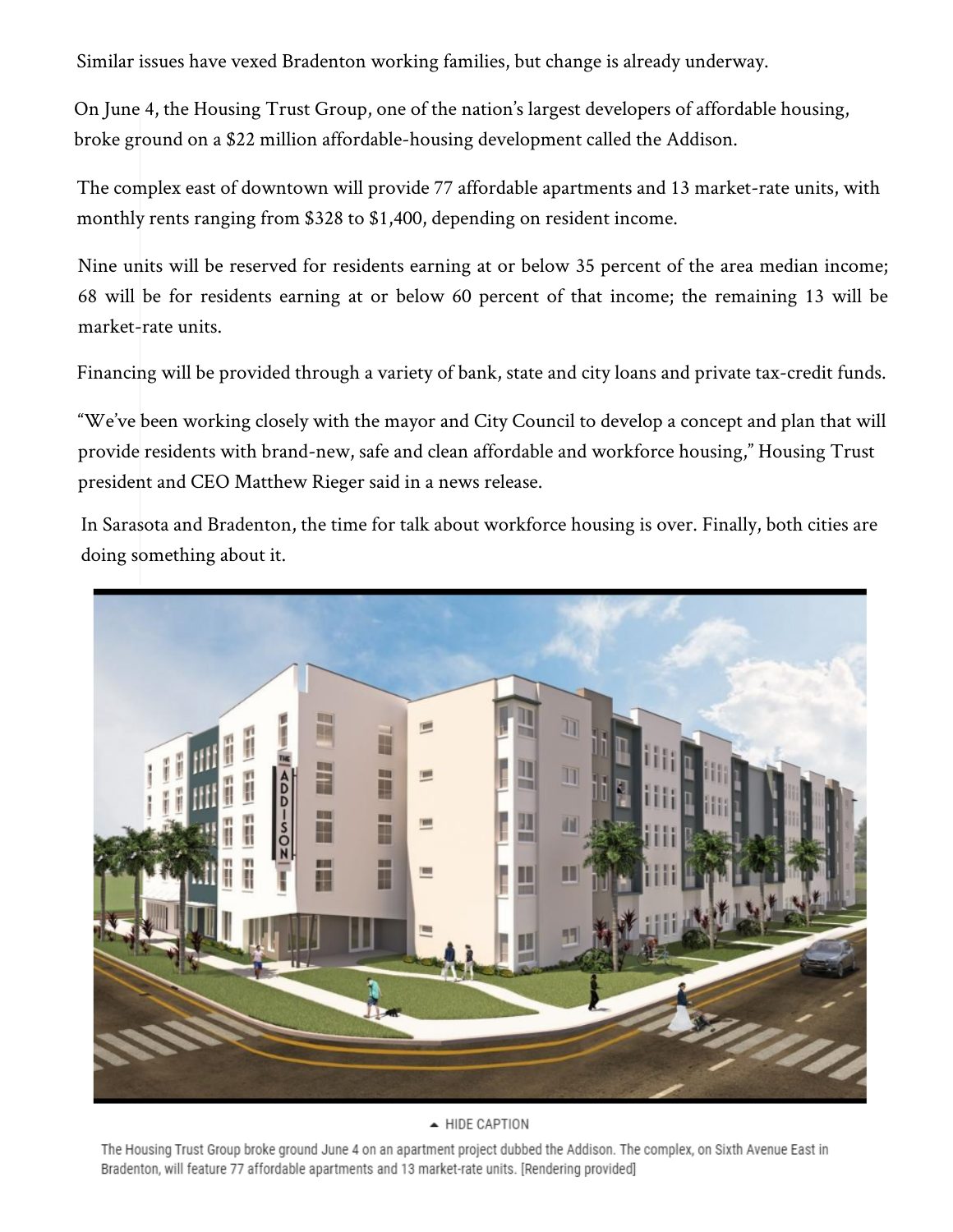Similar issues have vexed Bradenton working families, but change is already underway.

On June 4, the Housing Trust Group, one of the nation's largest developers of affordable housing, broke ground on a $22 million affordable-housing development called the Addison.

The complex east of downtown will provide 77 affordable apartments and 13 market-rate units, with monthly rents ranging from $328 to $1,400, depending on resident income.

Nine units will be reserved for residents earning at or below 35 percent of the area median income; 68 will be for residents earning at or below 60 percent of that income; the remaining 13 will be market-rate units.

Financing will be provided through a variety of bank, state and city loans and private tax-credit funds.

"We've been working closely with the mayor and City Council to develop a concept and plan that will provide residents with brand-new, safe and clean affordable and workforce housing," Housing Trust president and CEO Matthew Rieger said in a news release.

In Sarasota and Bradenton, the time for talk about workforce housing is over. Finally, both cities are doing something about it.

▲ HIDE CAPTION

The Housing Trust Group broke ground June 4 on an apartment project dubbed the Addison. The complex, on Sixth Avenue East in Bradenton, will feature 77 affordable apartments and 13 market-rate units. [Rendering provided]